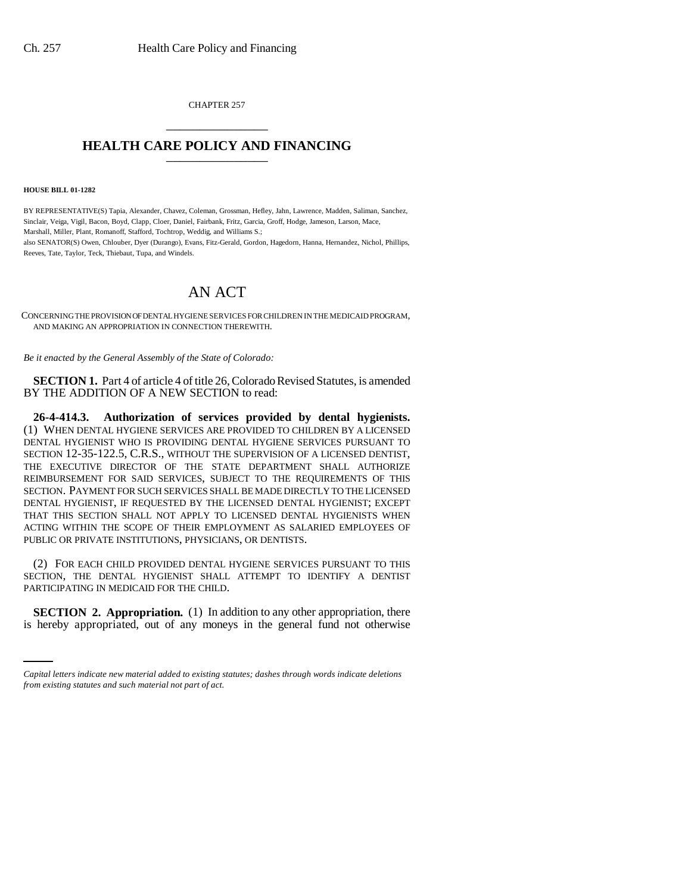CHAPTER 257

# HEALTH CARE POLICY AND FINANCING

**HOUSE BILL 01-1282**

BY REPRESENTATIVE(S) Tapia, Alexander, Chavez, Coleman, Grossman, Hefley, Jahn, Lawrence, Madden, Saliman, Sanchez, Sinclair, Veiga, Vigil, Bacon, Boyd, Clapp, Cloer, Daniel, Fairbank, Fritz, Garcia, Groff, Hodge, Jameson, Larson, Mace, Marshall, Miller, Plant, Romanoff, Stafford, Tochtrop, Weddig, and Williams S.;
also SENATOR(S) Owen, Chlouber, Dyer (Durango), Evans, Fitz-Gerald, Gordon, Hagedorn, Hanna, Hernandez, Nichol, Phillips, Reeves, Tate, Taylor, Teck, Thiebaut, Tupa, and Windels.

# AN ACT

CONCERNING THE PROVISION OF DENTAL HYGIENE SERVICES FOR CHILDREN IN THE MEDICAID PROGRAM, AND MAKING AN APPROPRIATION IN CONNECTION THEREWITH.

*Be it enacted by the General Assembly of the State of Colorado:*

**SECTION 1.** Part 4 of article 4 of title 26, Colorado Revised Statutes, is amended BY THE ADDITION OF A NEW SECTION to read:

**26-4-414.3. Authorization of services provided by dental hygienists.** (1) WHEN DENTAL HYGIENE SERVICES ARE PROVIDED TO CHILDREN BY A LICENSED DENTAL HYGIENIST WHO IS PROVIDING DENTAL HYGIENE SERVICES PURSUANT TO SECTION 12-35-122.5, C.R.S., WITHOUT THE SUPERVISION OF A LICENSED DENTIST, THE EXECUTIVE DIRECTOR OF THE STATE DEPARTMENT SHALL AUTHORIZE REIMBURSEMENT FOR SAID SERVICES, SUBJECT TO THE REQUIREMENTS OF THIS SECTION. PAYMENT FOR SUCH SERVICES SHALL BE MADE DIRECTLY TO THE LICENSED DENTAL HYGIENIST, IF REQUESTED BY THE LICENSED DENTAL HYGIENIST; EXCEPT THAT THIS SECTION SHALL NOT APPLY TO LICENSED DENTAL HYGIENISTS WHEN ACTING WITHIN THE SCOPE OF THEIR EMPLOYMENT AS SALARIED EMPLOYEES OF PUBLIC OR PRIVATE INSTITUTIONS, PHYSICIANS, OR DENTISTS.

(2) FOR EACH CHILD PROVIDED DENTAL HYGIENE SERVICES PURSUANT TO THIS SECTION, THE DENTAL HYGIENIST SHALL ATTEMPT TO IDENTIFY A DENTIST PARTICIPATING IN MEDICAID FOR THE CHILD.

**SECTION 2. Appropriation.** (1) In addition to any other appropriation, there is hereby appropriated, out of any moneys in the general fund not otherwise

*Capital letters indicate new material added to existing statutes; dashes through words indicate deletions from existing statutes and such material not part of act.*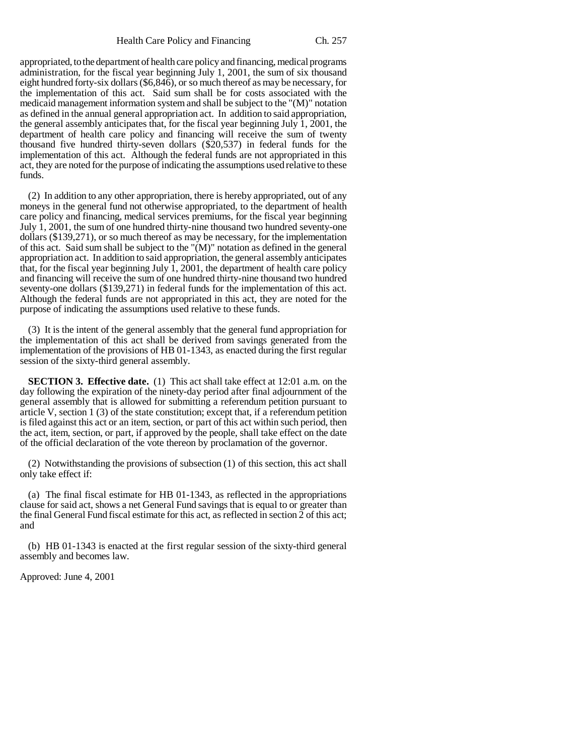appropriated, to the department of health care policy and financing, medical programs administration, for the fiscal year beginning July 1, 2001, the sum of six thousand eight hundred forty-six dollars ($6,846), or so much thereof as may be necessary, for the implementation of this act. Said sum shall be for costs associated with the medicaid management information system and shall be subject to the "(M)" notation as defined in the annual general appropriation act. In addition to said appropriation, the general assembly anticipates that, for the fiscal year beginning July 1, 2001, the department of health care policy and financing will receive the sum of twenty thousand five hundred thirty-seven dollars ($20,537) in federal funds for the implementation of this act. Although the federal funds are not appropriated in this act, they are noted for the purpose of indicating the assumptions used relative to these funds.

(2) In addition to any other appropriation, there is hereby appropriated, out of any moneys in the general fund not otherwise appropriated, to the department of health care policy and financing, medical services premiums, for the fiscal year beginning July 1, 2001, the sum of one hundred thirty-nine thousand two hundred seventy-one dollars ($139,271), or so much thereof as may be necessary, for the implementation of this act. Said sum shall be subject to the "(M)" notation as defined in the general appropriation act. In addition to said appropriation, the general assembly anticipates that, for the fiscal year beginning July 1, 2001, the department of health care policy and financing will receive the sum of one hundred thirty-nine thousand two hundred seventy-one dollars ($139,271) in federal funds for the implementation of this act. Although the federal funds are not appropriated in this act, they are noted for the purpose of indicating the assumptions used relative to these funds.

(3) It is the intent of the general assembly that the general fund appropriation for the implementation of this act shall be derived from savings generated from the implementation of the provisions of HB 01-1343, as enacted during the first regular session of the sixty-third general assembly.

**SECTION 3. Effective date.** (1) This act shall take effect at 12:01 a.m. on the day following the expiration of the ninety-day period after final adjournment of the general assembly that is allowed for submitting a referendum petition pursuant to article V, section 1 (3) of the state constitution; except that, if a referendum petition is filed against this act or an item, section, or part of this act within such period, then the act, item, section, or part, if approved by the people, shall take effect on the date of the official declaration of the vote thereon by proclamation of the governor.

(2) Notwithstanding the provisions of subsection (1) of this section, this act shall only take effect if:

(a) The final fiscal estimate for HB 01-1343, as reflected in the appropriations clause for said act, shows a net General Fund savings that is equal to or greater than the final General Fund fiscal estimate for this act, as reflected in section 2 of this act; and

(b) HB 01-1343 is enacted at the first regular session of the sixty-third general assembly and becomes law.

Approved: June 4, 2001